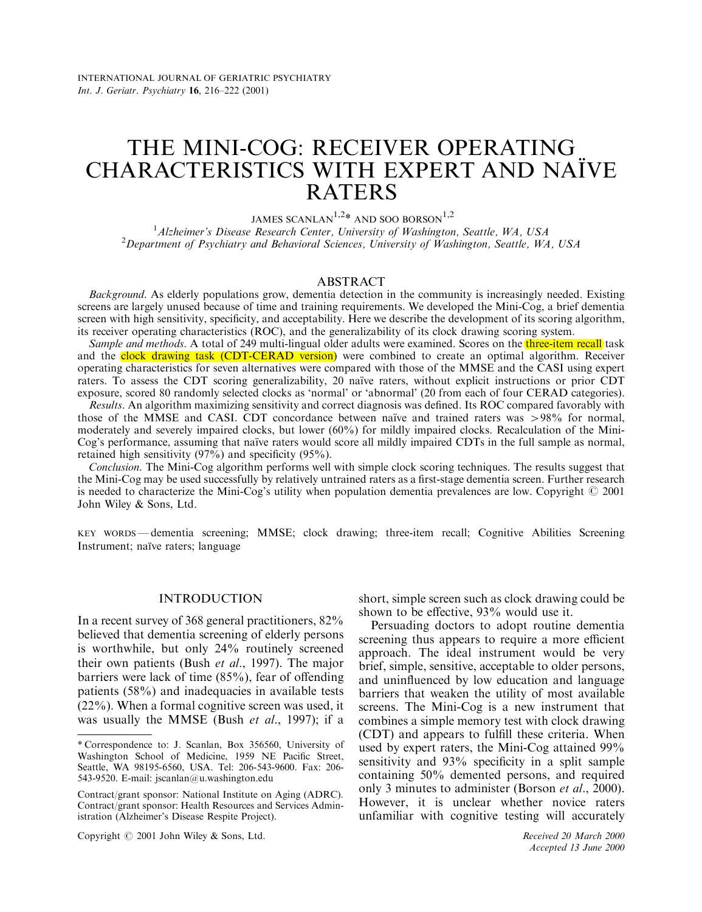INTERNATIONAL JOURNAL OF GERIATRIC PSYCHIATRY
*Int. J. Geriatr. Psychiatry* **16**, 216–222 (2001)

# THE MINI-COG: RECEIVER OPERATING CHARACTERISTICS WITH EXPERT AND NAÏVE RATERS

JAMES SCANLAN[1,2]* AND SOO BORSON[1,2]

[1]*Alzheimer's Disease Research Center, University of Washington, Seattle, WA, USA*
[2]*Department of Psychiatry and Behavioral Sciences, University of Washington, Seattle, WA, USA*

## ABSTRACT

*Background*. As elderly populations grow, dementia detection in the community is increasingly needed. Existing screens are largely unused because of time and training requirements. We developed the Mini-Cog, a brief dementia screen with high sensitivity, specificity, and acceptability. Here we describe the development of its scoring algorithm, its receiver operating characteristics (ROC), and the generalizability of its clock drawing scoring system.

*Sample and methods*. A total of 249 multi-lingual older adults were examined. Scores on the three-item recall task and the clock drawing task (CDT-CERAD version) were combined to create an optimal algorithm. Receiver operating characteristics for seven alternatives were compared with those of the MMSE and the CASI using expert raters. To assess the CDT scoring generalizability, 20 naïve raters, without explicit instructions or prior CDT exposure, scored 80 randomly selected clocks as 'normal' or 'abnormal' (20 from each of four CERAD categories).

*Results*. An algorithm maximizing sensitivity and correct diagnosis was defined. Its ROC compared favorably with those of the MMSE and CASI. CDT concordance between naïve and trained raters was >98% for normal, moderately and severely impaired clocks, but lower (60%) for mildly impaired clocks. Recalculation of the Mini-Cog's performance, assuming that naïve raters would score all mildly impaired CDTs in the full sample as normal, retained high sensitivity (97%) and specificity (95%).

*Conclusion*. The Mini-Cog algorithm performs well with simple clock scoring techniques. The results suggest that the Mini-Cog may be used successfully by relatively untrained raters as a first-stage dementia screen. Further research is needed to characterize the Mini-Cog's utility when population dementia prevalences are low. Copyright © 2001 John Wiley & Sons, Ltd.

KEY WORDS — dementia screening; MMSE; clock drawing; three-item recall; Cognitive Abilities Screening Instrument; naïve raters; language

## INTRODUCTION

In a recent survey of 368 general practitioners, 82% believed that dementia screening of elderly persons is worthwhile, but only 24% routinely screened their own patients (Bush *et al*., 1997). The major barriers were lack of time (85%), fear of offending patients (58%) and inadequacies in available tests (22%). When a formal cognitive screen was used, it was usually the MMSE (Bush *et al*., 1997); if a short, simple screen such as clock drawing could be shown to be effective, 93% would use it.

Persuading doctors to adopt routine dementia screening thus appears to require a more efficient approach. The ideal instrument would be very brief, simple, sensitive, acceptable to older persons, and uninfluenced by low education and language barriers that weaken the utility of most available screens. The Mini-Cog is a new instrument that combines a simple memory test with clock drawing (CDT) and appears to fulfill these criteria. When used by expert raters, the Mini-Cog attained 99% sensitivity and 93% specificity in a split sample containing 50% demented persons, and required only 3 minutes to administer (Borson *et al*., 2000). However, it is unclear whether novice raters unfamiliar with cognitive testing will accurately

\* Correspondence to: J. Scanlan, Box 356560, University of Washington School of Medicine, 1959 NE Pacific Street, Seattle, WA 98195-6560, USA. Tel: 206-543-9600. Fax: 206-543-9520. E-mail: jscanlan@u.washington.edu

Contract/grant sponsor: National Institute on Aging (ADRC).
Contract/grant sponsor: Health Resources and Services Administration (Alzheimer's Disease Respite Project).

Copyright © 2001 John Wiley & Sons, Ltd.

*Received 20 March 2000*
*Accepted 13 June 2000*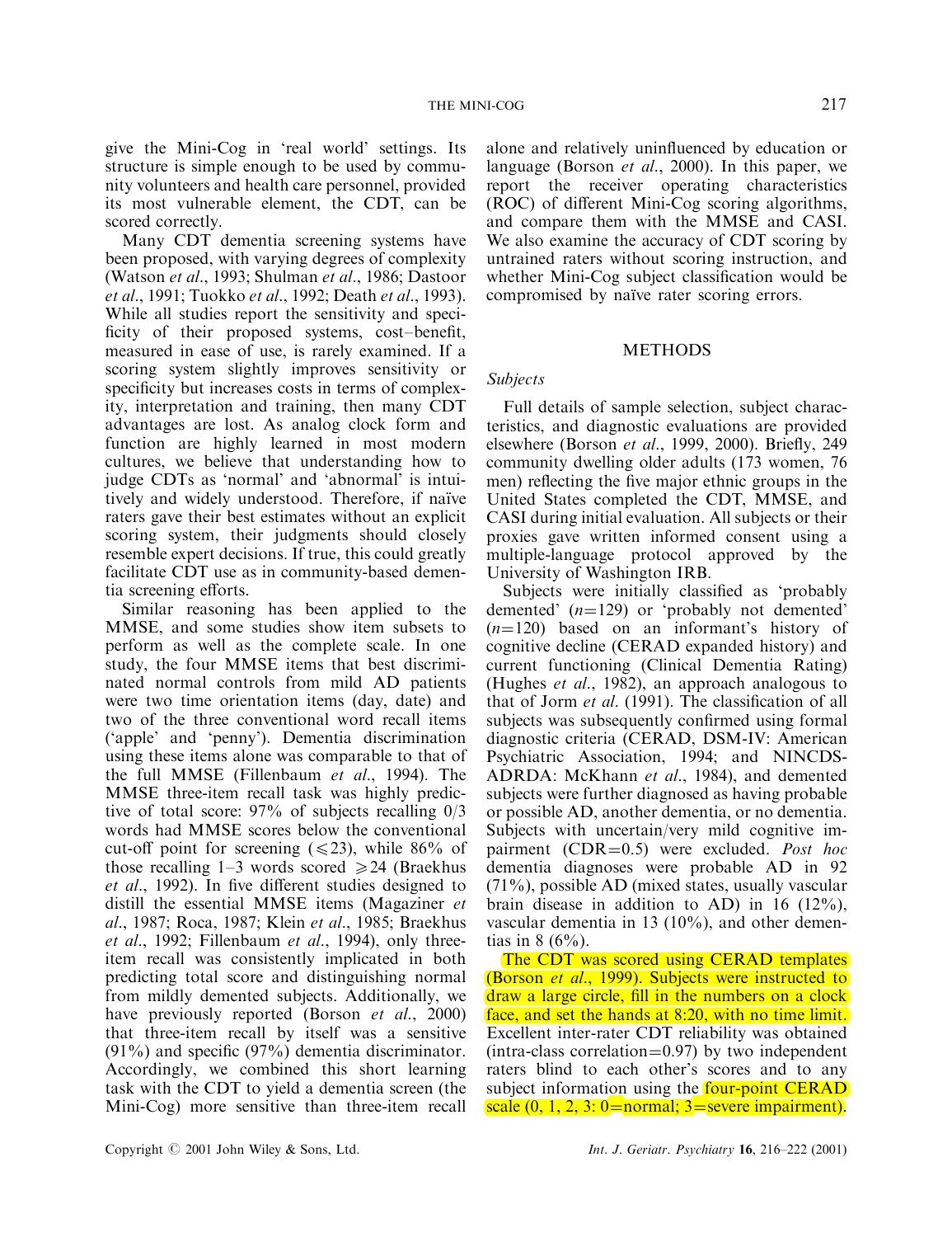give the Mini-Cog in 'real world' settings. Its structure is simple enough to be used by community volunteers and health care personnel, provided its most vulnerable element, the CDT, can be scored correctly.

Many CDT dementia screening systems have been proposed, with varying degrees of complexity (Watson *et al*., 1993; Shulman *et al*., 1986; Dastoor *et al*., 1991; Tuokko *et al*., 1992; Death *et al*., 1993). While all studies report the sensitivity and specificity of their proposed systems, cost–benefit, measured in ease of use, is rarely examined. If a scoring system slightly improves sensitivity or specificity but increases costs in terms of complexity, interpretation and training, then many CDT advantages are lost. As analog clock form and function are highly learned in most modern cultures, we believe that understanding how to judge CDTs as 'normal' and 'abnormal' is intuitively and widely understood. Therefore, if naïve raters gave their best estimates without an explicit scoring system, their judgments should closely resemble expert decisions. If true, this could greatly facilitate CDT use as in community-based dementia screening efforts.

Similar reasoning has been applied to the MMSE, and some studies show item subsets to perform as well as the complete scale. In one study, the four MMSE items that best discriminated normal controls from mild AD patients were two time orientation items (day, date) and two of the three conventional word recall items ('apple' and 'penny'). Dementia discrimination using these items alone was comparable to that of the full MMSE (Fillenbaum *et al*., 1994). The MMSE three-item recall task was highly predictive of total score: 97% of subjects recalling 0/3 words had MMSE scores below the conventional cut-off point for screening ($\leqslant 23$), while 86% of those recalling 1–3 words scored $\geqslant 24$ (Braekhus *et al*., 1992). In five different studies designed to distill the essential MMSE items (Magaziner *et al*., 1987; Roca, 1987; Klein *et al*., 1985; Braekhus *et al*., 1992; Fillenbaum *et al*., 1994), only three-item recall was consistently implicated in both predicting total score and distinguishing normal from mildly demented subjects. Additionally, we have previously reported (Borson *et al*., 2000) that three-item recall by itself was a sensitive (91%) and specific (97%) dementia discriminator. Accordingly, we combined this short learning task with the CDT to yield a dementia screen (the Mini-Cog) more sensitive than three-item recall alone and relatively uninfluenced by education or language (Borson *et al*., 2000). In this paper, we report the receiver operating characteristics (ROC) of different Mini-Cog scoring algorithms, and compare them with the MMSE and CASI. We also examine the accuracy of CDT scoring by untrained raters without scoring instruction, and whether Mini-Cog subject classification would be compromised by naïve rater scoring errors.

## METHODS

### *Subjects*

Full details of sample selection, subject characteristics, and diagnostic evaluations are provided elsewhere (Borson *et al*., 1999, 2000). Briefly, 249 community dwelling older adults (173 women, 76 men) reflecting the five major ethnic groups in the United States completed the CDT, MMSE, and CASI during initial evaluation. All subjects or their proxies gave written informed consent using a multiple-language protocol approved by the University of Washington IRB.

Subjects were initially classified as 'probably demented' ($n$=129) or 'probably not demented' ($n$=120) based on an informant's history of cognitive decline (CERAD expanded history) and current functioning (Clinical Dementia Rating) (Hughes *et al*., 1982), an approach analogous to that of Jorm *et al*. (1991). The classification of all subjects was subsequently confirmed using formal diagnostic criteria (CERAD, DSM-IV: American Psychiatric Association, 1994; and NINCDS-ADRDA: McKhann *et al*., 1984), and demented subjects were further diagnosed as having probable or possible AD, another dementia, or no dementia. Subjects with uncertain/very mild cognitive impairment (CDR=0.5) were excluded. *Post hoc* dementia diagnoses were probable AD in 92 (71%), possible AD (mixed states, usually vascular brain disease in addition to AD) in 16 (12%), vascular dementia in 13 (10%), and other dementias in 8 (6%).

The CDT was scored using CERAD templates (Borson *et al*., 1999). Subjects were instructed to draw a large circle, fill in the numbers on a clock face, and set the hands at 8:20, with no time limit. Excellent inter-rater CDT reliability was obtained (intra-class correlation=0.97) by two independent raters blind to each other's scores and to any subject information using the four-point CERAD scale (0, 1, 2, 3: 0=normal; 3=severe impairment).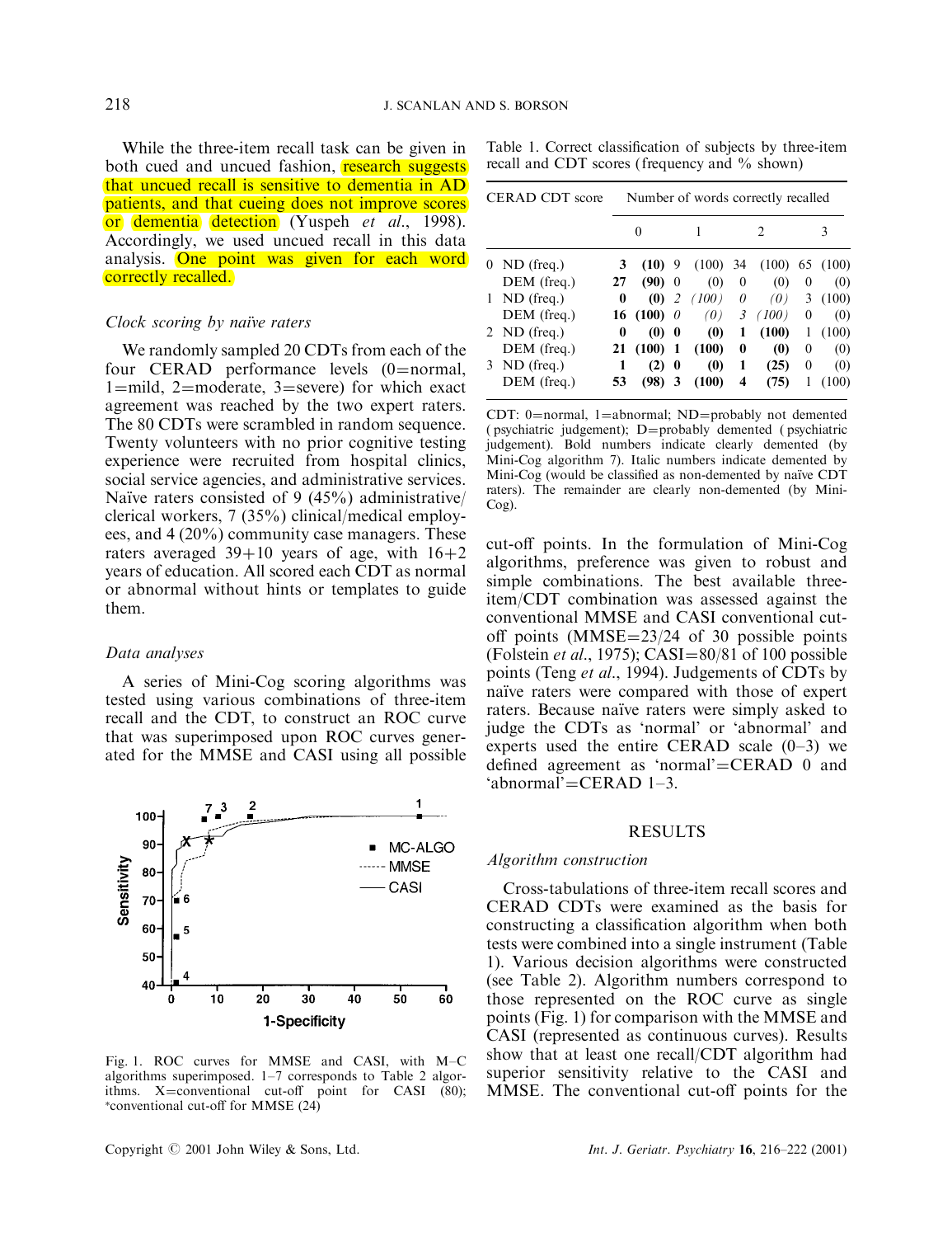While the three-item recall task can be given in both cued and uncued fashion, research suggests that uncued recall is sensitive to dementia in AD patients, and that cueing does not improve scores or dementia detection (Yuspeh *et al*., 1998). Accordingly, we used uncued recall in this data analysis. One point was given for each word correctly recalled.

### *Clock scoring by naïve raters*

We randomly sampled 20 CDTs from each of the four CERAD performance levels (0=normal, 1=mild, 2=moderate, 3=severe) for which exact agreement was reached by the two expert raters. The 80 CDTs were scrambled in random sequence. Twenty volunteers with no prior cognitive testing experience were recruited from hospital clinics, social service agencies, and administrative services. Naïve raters consisted of 9 (45%) administrative/clerical workers, 7 (35%) clinical/medical employees, and 4 (20%) community case managers. These raters averaged 39+10 years of age, with 16+2 years of education. All scored each CDT as normal or abnormal without hints or templates to guide them.

### *Data analyses*

A series of Mini-Cog scoring algorithms was tested using various combinations of three-item recall and the CDT, to construct an ROC curve that was superimposed upon ROC curves generated for the MMSE and CASI using all possible cut-off points. In the formulation of Mini-Cog algorithms, preference was given to robust and simple combinations. The best available three-item/CDT combination was assessed against the conventional MMSE and CASI conventional cut-off points (MMSE=23/24 of 30 possible points (Folstein *et al*., 1975); CASI=80/81 of 100 possible points (Teng *et al*., 1994). Judgements of CDTs by naïve raters were compared with those of expert raters. Because naïve raters were simply asked to judge the CDTs as 'normal' or 'abnormal' and experts used the entire CERAD scale (0–3) we defined agreement as 'normal'=CERAD 0 and 'abnormal'=CERAD 1–3.

Fig. 1. ROC curves for MMSE and CASI, with M–C algorithms superimposed. 1–7 corresponds to Table 2 algorithms. X=conventional cut-off point for CASI (80); *conventional cut-off for MMSE (24)

Table 1. Correct classification of subjects by three-item recall and CDT scores (frequency and % shown)

| CERAD CDT score | | Number of words correctly recalled | | | | | | | |
|---|---|---|---|---|---|---|---|---|---|
| | | 0 | | 1 | | 2 | | 3 | |
| 0 | ND (freq.) | **3** | **(10)** | 9 | (100) | 34 | (100) | 65 | (100) |
| | DEM (freq.) | **27** | **(90)** | 0 | (0) | 0 | (0) | 0 | (0) |
| 1 | ND (freq.) | **0** | **(0)** | *2* | *(100)* | *0* | *(0)* | 3 | (100) |
| | DEM (freq.) | **16** | **(100)** | *0* | *(0)* | *3* | *(100)* | 0 | (0) |
| 2 | ND (freq.) | **0** | **(0)** | **0** | **(0)** | **1** | **(100)** | 1 | (100) |
| | DEM (freq.) | **21** | **(100)** | **1** | **(100)** | **0** | **(0)** | 0 | (0) |
| 3 | ND (freq.) | **1** | **(2)** | **0** | **(0)** | **1** | **(25)** | 0 | (0) |
| | DEM (freq.) | **53** | **(98)** | **3** | **(100)** | **4** | **(75)** | 1 | (100) |

CDT: 0=normal, 1=abnormal; ND=probably not demented (psychiatric judgement); D=probably demented (psychiatric judgement). Bold numbers indicate clearly demented (by Mini-Cog algorithm 7). Italic numbers indicate demented by Mini-Cog (would be classified as non-demented by naïve CDT raters). The remainder are clearly non-demented (by Mini-Cog).

## RESULTS

### *Algorithm construction*

Cross-tabulations of three-item recall scores and CERAD CDTs were examined as the basis for constructing a classification algorithm when both tests were combined into a single instrument (Table 1). Various decision algorithms were constructed (see Table 2). Algorithm numbers correspond to those represented on the ROC curve as single points (Fig. 1) for comparison with the MMSE and CASI (represented as continuous curves). Results show that at least one recall/CDT algorithm had superior sensitivity relative to the CASI and MMSE. The conventional cut-off points for the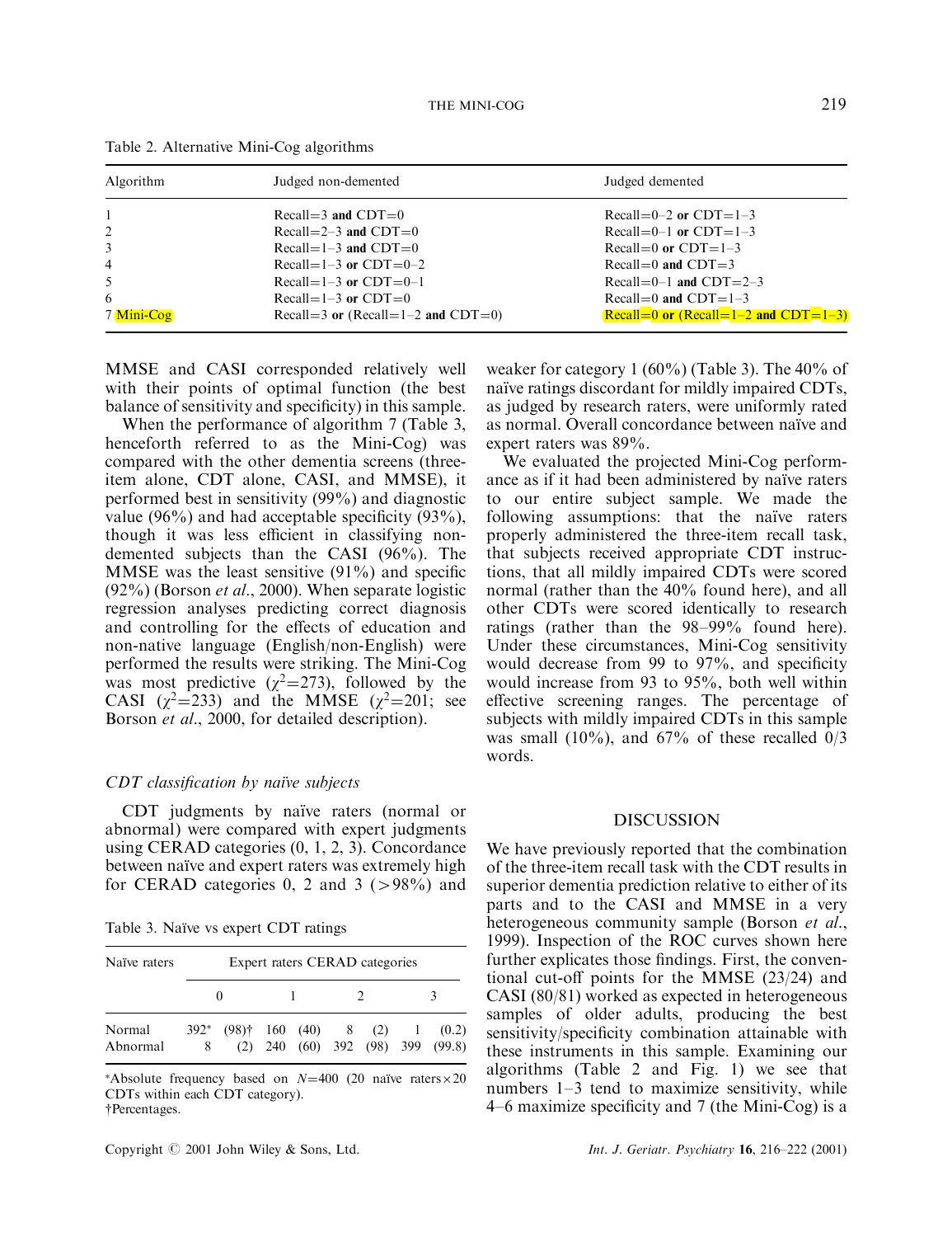Table 2. Alternative Mini-Cog algorithms

| Algorithm | Judged non-demented | Judged demented |
|---|---|---|
| 1 | Recall=3 **and** CDT=0 | Recall=0–2 **or** CDT=1–3 |
| 2 | Recall=2–3 **and** CDT=0 | Recall=0–1 **or** CDT=1–3 |
| 3 | Recall=1–3 **and** CDT=0 | Recall=0 **or** CDT=1–3 |
| 4 | Recall=1–3 **or** CDT=0–2 | Recall=0 **and** CDT=3 |
| 5 | Recall=1–3 **or** CDT=0–1 | Recall=0–1 **and** CDT=2–3 |
| 6 | Recall=1–3 **or** CDT=0 | Recall=0 **and** CDT=1–3 |
| 7 Mini-Cog | Recall=3 **or** (Recall=1–2 **and** CDT=0) | Recall=0 **or** (Recall=1–2 **and** CDT=1–3) |

MMSE and CASI corresponded relatively well with their points of optimal function (the best balance of sensitivity and specificity) in this sample.

When the performance of algorithm 7 (Table 3, henceforth referred to as the Mini-Cog) was compared with the other dementia screens (three-item alone, CDT alone, CASI, and MMSE), it performed best in sensitivity (99%) and diagnostic value (96%) and had acceptable specificity (93%), though it was less efficient in classifying non-demented subjects than the CASI (96%). The MMSE was the least sensitive (91%) and specific (92%) (Borson *et al*., 2000). When separate logistic regression analyses predicting correct diagnosis and controlling for the effects of education and non-native language (English/non-English) were performed the results were striking. The Mini-Cog was most predictive ($\chi^2$=273), followed by the CASI ($\chi^2$=233) and the MMSE ($\chi^2$=201; see Borson *et al*., 2000, for detailed description).

### *CDT classification by naïve subjects*

CDT judgments by naïve raters (normal or abnormal) were compared with expert judgments using CERAD categories (0, 1, 2, 3). Concordance between naïve and expert raters was extremely high for CERAD categories 0, 2 and 3 (>98%) and weaker for category 1 (60%) (Table 3). The 40% of naïve ratings discordant for mildly impaired CDTs, as judged by research raters, were uniformly rated as normal. Overall concordance between naïve and expert raters was 89%.

Table 3. Naïve vs expert CDT ratings

| Naïve raters | Expert raters CERAD categories | | | | | | | |
|---|---|---|---|---|---|---|---|---|
| | 0 | | 1 | | 2 | | 3 | |
| Normal | 392* | (98)† | 160 | (40) | 8 | (2) | 1 | (0.2) |
| Abnormal | 8 | (2) | 240 | (60) | 392 | (98) | 399 | (99.8) |

*Absolute frequency based on N=400 (20 naïve raters × 20 CDTs within each CDT category).
†Percentages.

We evaluated the projected Mini-Cog performance as if it had been administered by naïve raters to our entire subject sample. We made the following assumptions: that the naïve raters properly administered the three-item recall task, that subjects received appropriate CDT instructions, that all mildly impaired CDTs were scored normal (rather than the 40% found here), and all other CDTs were scored identically to research ratings (rather than the 98–99% found here). Under these circumstances, Mini-Cog sensitivity would decrease from 99 to 97%, and specificity would increase from 93 to 95%, both well within effective screening ranges. The percentage of subjects with mildly impaired CDTs in this sample was small (10%), and 67% of these recalled 0/3 words.

## DISCUSSION

We have previously reported that the combination of the three-item recall task with the CDT results in superior dementia prediction relative to either of its parts and to the CASI and MMSE in a very heterogeneous community sample (Borson *et al*., 1999). Inspection of the ROC curves shown here further explicates those findings. First, the conventional cut-off points for the MMSE (23/24) and CASI (80/81) worked as expected in heterogeneous samples of older adults, producing the best sensitivity/specificity combination attainable with these instruments in this sample. Examining our algorithms (Table 2 and Fig. 1) we see that numbers 1–3 tend to maximize sensitivity, while 4–6 maximize specificity and 7 (the Mini-Cog) is a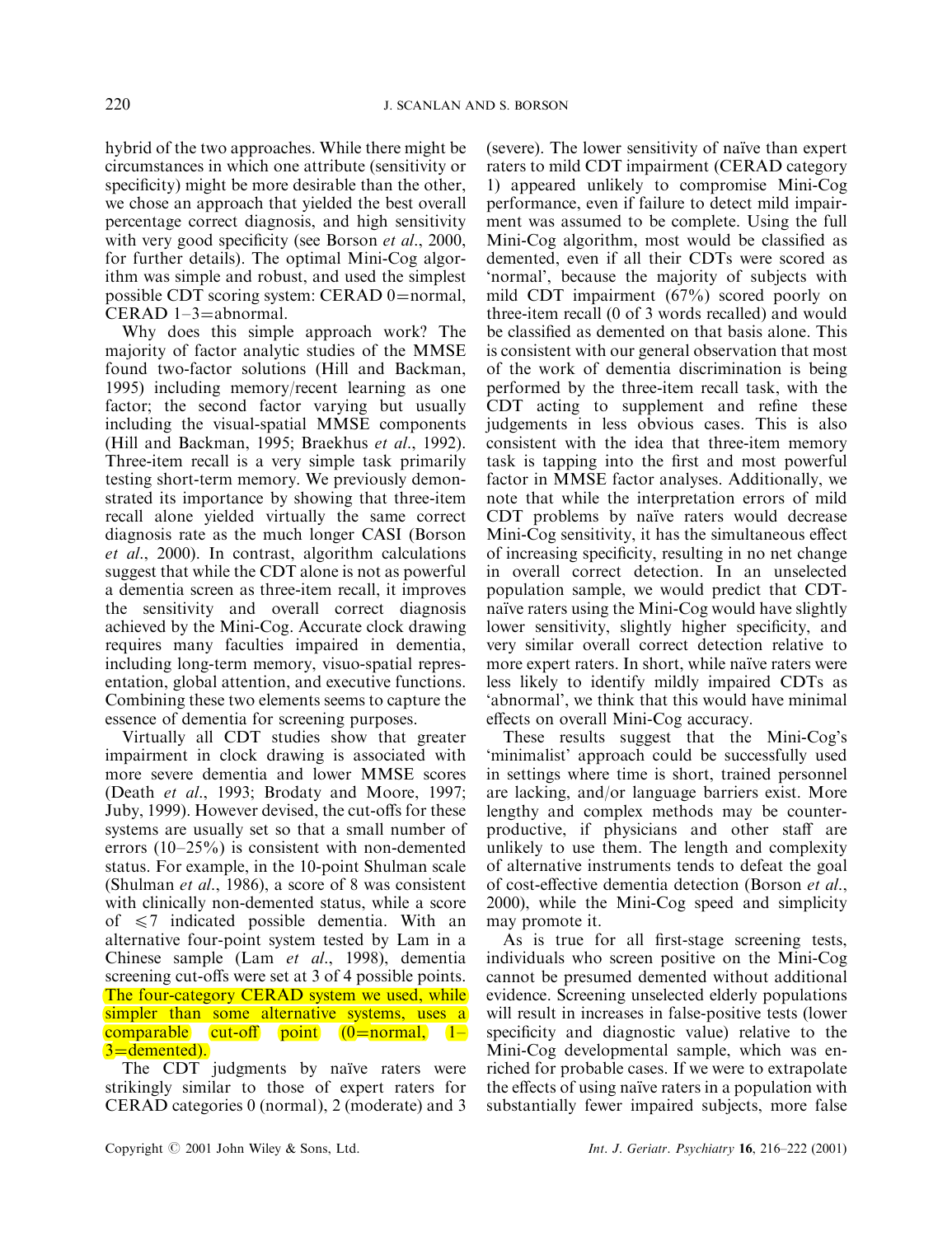hybrid of the two approaches. While there might be circumstances in which one attribute (sensitivity or specificity) might be more desirable than the other, we chose an approach that yielded the best overall percentage correct diagnosis, and high sensitivity with very good specificity (see Borson *et al*., 2000, for further details). The optimal Mini-Cog algorithm was simple and robust, and used the simplest possible CDT scoring system: CERAD 0=normal, CERAD 1–3=abnormal.

Why does this simple approach work? The majority of factor analytic studies of the MMSE found two-factor solutions (Hill and Backman, 1995) including memory/recent learning as one factor; the second factor varying but usually including the visual-spatial MMSE components (Hill and Backman, 1995; Braekhus *et al*., 1992). Three-item recall is a very simple task primarily testing short-term memory. We previously demonstrated its importance by showing that three-item recall alone yielded virtually the same correct diagnosis rate as the much longer CASI (Borson *et al*., 2000). In contrast, algorithm calculations suggest that while the CDT alone is not as powerful a dementia screen as three-item recall, it improves the sensitivity and overall correct diagnosis achieved by the Mini-Cog. Accurate clock drawing requires many faculties impaired in dementia, including long-term memory, visuo-spatial representation, global attention, and executive functions. Combining these two elements seems to capture the essence of dementia for screening purposes.

Virtually all CDT studies show that greater impairment in clock drawing is associated with more severe dementia and lower MMSE scores (Death *et al*., 1993; Brodaty and Moore, 1997; Juby, 1999). However devised, the cut-offs for these systems are usually set so that a small number of errors (10–25%) is consistent with non-demented status. For example, in the 10-point Shulman scale (Shulman *et al*., 1986), a score of 8 was consistent with clinically non-demented status, while a score of $\leqslant 7$ indicated possible dementia. With an alternative four-point system tested by Lam in a Chinese sample (Lam *et al*., 1998), dementia screening cut-offs were set at 3 of 4 possible points. The four-category CERAD system we used, while simpler than some alternative systems, uses a comparable cut-off point (0=normal, 1–3=demented).

The CDT judgments by naïve raters were strikingly similar to those of expert raters for CERAD categories 0 (normal), 2 (moderate) and 3 (severe). The lower sensitivity of naïve than expert raters to mild CDT impairment (CERAD category 1) appeared unlikely to compromise Mini-Cog performance, even if failure to detect mild impairment was assumed to be complete. Using the full Mini-Cog algorithm, most would be classified as demented, even if all their CDTs were scored as 'normal', because the majority of subjects with mild CDT impairment (67%) scored poorly on three-item recall (0 of 3 words recalled) and would be classified as demented on that basis alone. This is consistent with our general observation that most of the work of dementia discrimination is being performed by the three-item recall task, with the CDT acting to supplement and refine these judgements in less obvious cases. This is also consistent with the idea that three-item memory task is tapping into the first and most powerful factor in MMSE factor analyses. Additionally, we note that while the interpretation errors of mild CDT problems by naïve raters would decrease Mini-Cog sensitivity, it has the simultaneous effect of increasing specificity, resulting in no net change in overall correct detection. In an unselected population sample, we would predict that CDT-naïve raters using the Mini-Cog would have slightly lower sensitivity, slightly higher specificity, and very similar overall correct detection relative to more expert raters. In short, while naïve raters were less likely to identify mildly impaired CDTs as 'abnormal', we think that this would have minimal effects on overall Mini-Cog accuracy.

These results suggest that the Mini-Cog's 'minimalist' approach could be successfully used in settings where time is short, trained personnel are lacking, and/or language barriers exist. More lengthy and complex methods may be counter-productive, if physicians and other staff are unlikely to use them. The length and complexity of alternative instruments tends to defeat the goal of cost-effective dementia detection (Borson *et al*., 2000), while the Mini-Cog speed and simplicity may promote it.

As is true for all first-stage screening tests, individuals who screen positive on the Mini-Cog cannot be presumed demented without additional evidence. Screening unselected elderly populations will result in increases in false-positive tests (lower specificity and diagnostic value) relative to the Mini-Cog developmental sample, which was enriched for probable cases. If we were to extrapolate the effects of using naïve raters in a population with substantially fewer impaired subjects, more false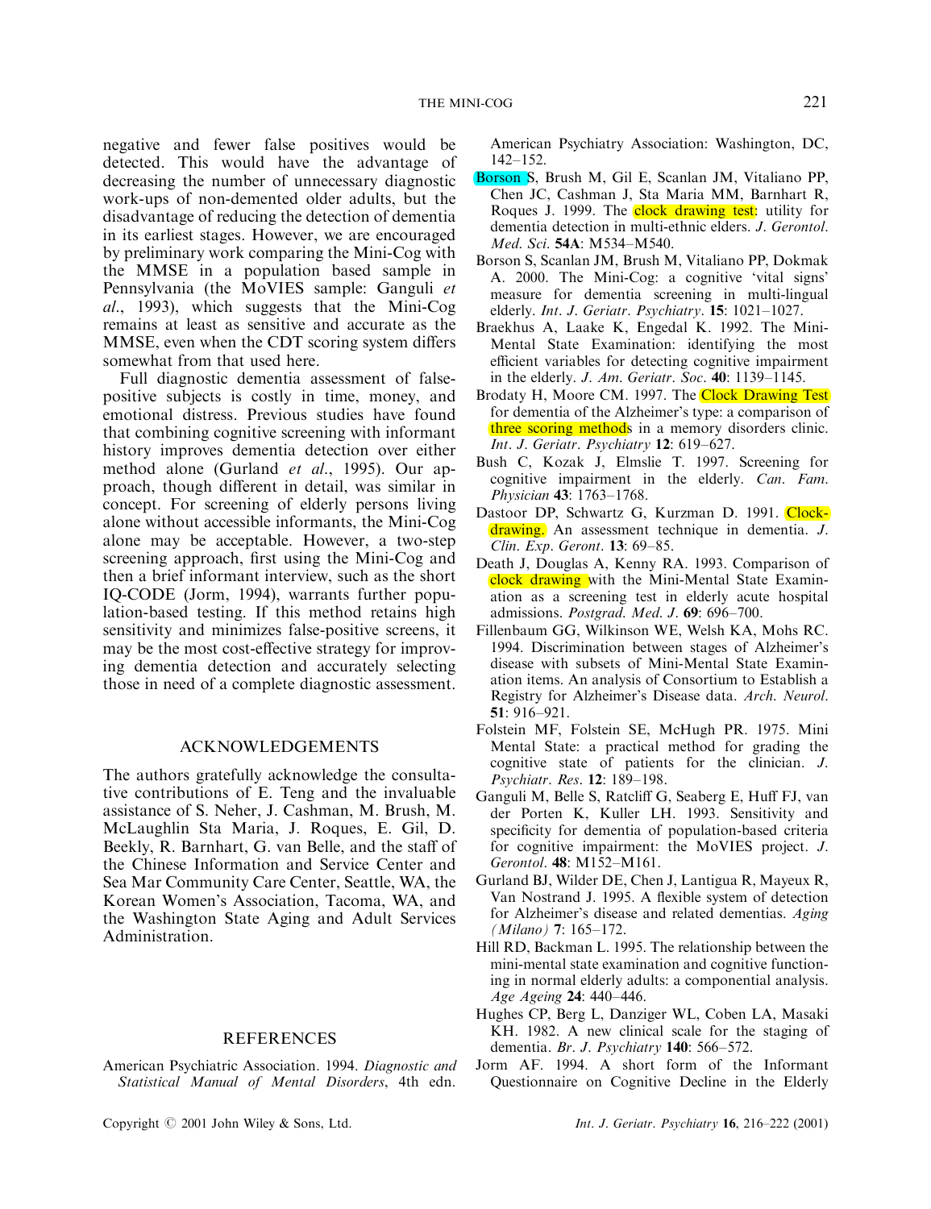negative and fewer false positives would be detected. This would have the advantage of decreasing the number of unnecessary diagnostic work-ups of non-demented older adults, but the disadvantage of reducing the detection of dementia in its earliest stages. However, we are encouraged by preliminary work comparing the Mini-Cog with the MMSE in a population based sample in Pennsylvania (the MoVIES sample: Ganguli *et al*., 1993), which suggests that the Mini-Cog remains at least as sensitive and accurate as the MMSE, even when the CDT scoring system differs somewhat from that used here.

Full diagnostic dementia assessment of false-positive subjects is costly in time, money, and emotional distress. Previous studies have found that combining cognitive screening with informant history improves dementia detection over either method alone (Gurland *et al*., 1995). Our approach, though different in detail, was similar in concept. For screening of elderly persons living alone without accessible informants, the Mini-Cog alone may be acceptable. However, a two-step screening approach, first using the Mini-Cog and then a brief informant interview, such as the short IQ-CODE (Jorm, 1994), warrants further population-based testing. If this method retains high sensitivity and minimizes false-positive screens, it may be the most cost-effective strategy for improving dementia detection and accurately selecting those in need of a complete diagnostic assessment.

## ACKNOWLEDGEMENTS

The authors gratefully acknowledge the consultative contributions of E. Teng and the invaluable assistance of S. Neher, J. Cashman, M. Brush, M. McLaughlin Sta Maria, J. Roques, E. Gil, D. Beekly, R. Barnhart, G. van Belle, and the staff of the Chinese Information and Service Center and Sea Mar Community Care Center, Seattle, WA, the Korean Women's Association, Tacoma, WA, and the Washington State Aging and Adult Services Administration.

## REFERENCES

American Psychiatric Association. 1994. *Diagnostic and Statistical Manual of Mental Disorders*, 4th edn. American Psychiatry Association: Washington, DC, 142–152.

Borson S, Brush M, Gil E, Scanlan JM, Vitaliano PP, Chen JC, Cashman J, Sta Maria MM, Barnhart R, Roques J. 1999. The clock drawing test: utility for dementia detection in multi-ethnic elders. *J. Gerontol. Med. Sci.* **54A**: M534–M540.

Borson S, Scanlan JM, Brush M, Vitaliano PP, Dokmak A. 2000. The Mini-Cog: a cognitive 'vital signs' measure for dementia screening in multi-lingual elderly. *Int. J. Geriatr. Psychiatry*. **15**: 1021–1027.

Braekhus A, Laake K, Engedal K. 1992. The Mini-Mental State Examination: identifying the most efficient variables for detecting cognitive impairment in the elderly. *J. Am. Geriatr. Soc.* **40**: 1139–1145.

Brodaty H, Moore CM. 1997. The Clock Drawing Test for dementia of the Alzheimer's type: a comparison of three scoring methods in a memory disorders clinic. *Int. J. Geriatr. Psychiatry* **12**: 619–627.

Bush C, Kozak J, Elmslie T. 1997. Screening for cognitive impairment in the elderly. *Can. Fam. Physician* **43**: 1763–1768.

Dastoor DP, Schwartz G, Kurzman D. 1991. Clock-drawing. An assessment technique in dementia. *J. Clin. Exp. Geront*. **13**: 69–85.

Death J, Douglas A, Kenny RA. 1993. Comparison of clock drawing with the Mini-Mental State Examination as a screening test in elderly acute hospital admissions. *Postgrad. Med. J*. **69**: 696–700.

Fillenbaum GG, Wilkinson WE, Welsh KA, Mohs RC. 1994. Discrimination between stages of Alzheimer's disease with subsets of Mini-Mental State Examination items. An analysis of Consortium to Establish a Registry for Alzheimer's Disease data. *Arch. Neurol*. **51**: 916–921.

Folstein MF, Folstein SE, McHugh PR. 1975. Mini Mental State: a practical method for grading the cognitive state of patients for the clinician. *J. Psychiatr. Res*. **12**: 189–198.

Ganguli M, Belle S, Ratcliff G, Seaberg E, Huff FJ, van der Porten K, Kuller LH. 1993. Sensitivity and specificity for dementia of population-based criteria for cognitive impairment: the MoVIES project. *J. Gerontol*. **48**: M152–M161.

Gurland BJ, Wilder DE, Chen J, Lantigua R, Mayeux R, Van Nostrand J. 1995. A flexible system of detection for Alzheimer's disease and related dementias. *Aging (Milano)* **7**: 165–172.

Hill RD, Backman L. 1995. The relationship between the mini-mental state examination and cognitive functioning in normal elderly adults: a componential analysis. *Age Ageing* **24**: 440–446.

Hughes CP, Berg L, Danziger WL, Coben LA, Masaki KH. 1982. A new clinical scale for the staging of dementia. *Br. J. Psychiatry* **140**: 566–572.

Jorm AF. 1994. A short form of the Informant Questionnaire on Cognitive Decline in the Elderly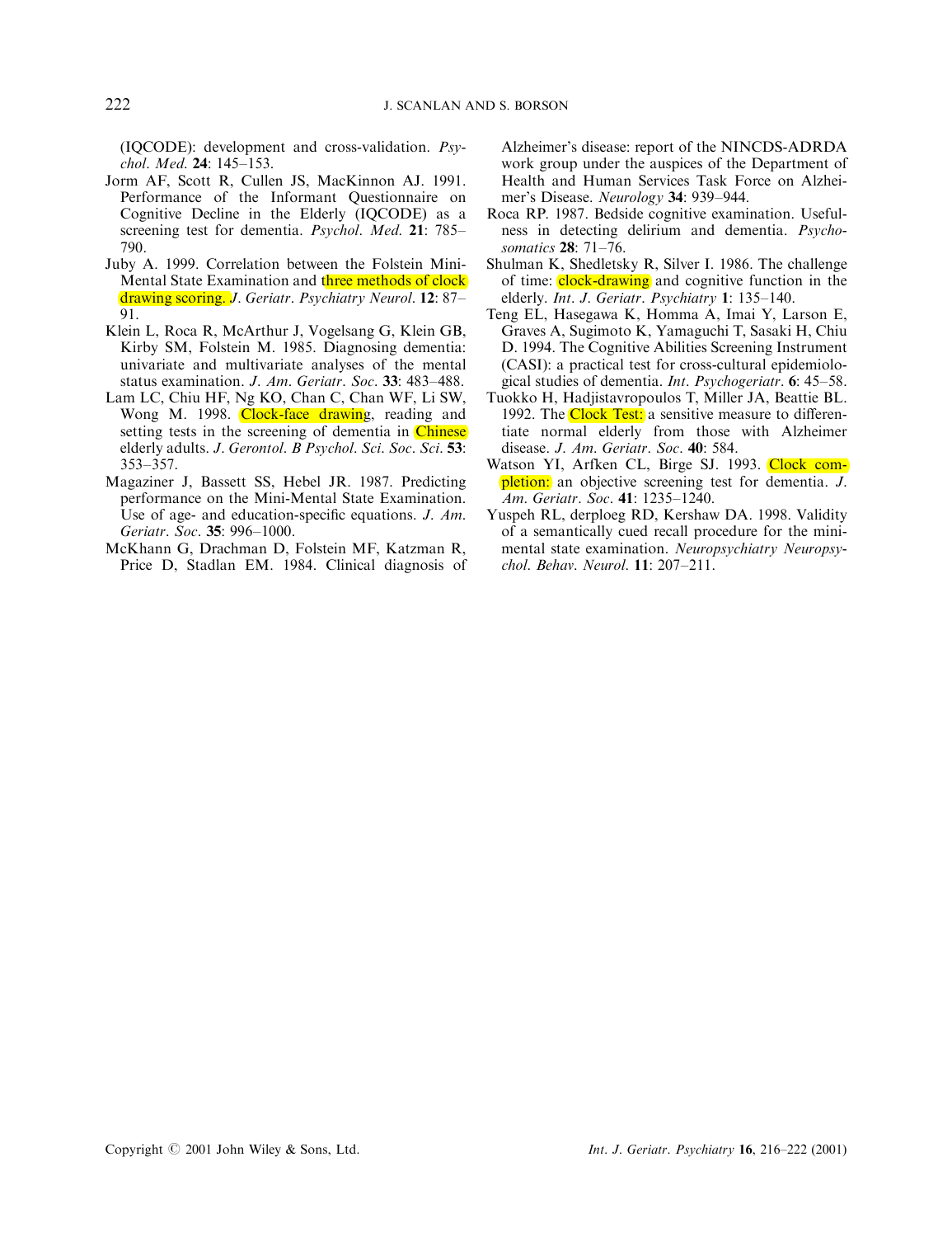(IQCODE): development and cross-validation. *Psychol. Med.* **24**: 145–153.

Jorm AF, Scott R, Cullen JS, MacKinnon AJ. 1991. Performance of the Informant Questionnaire on Cognitive Decline in the Elderly (IQCODE) as a screening test for dementia. *Psychol. Med.* **21**: 785–790.

Juby A. 1999. Correlation between the Folstein Mini-Mental State Examination and three methods of clock drawing scoring. *J. Geriatr. Psychiatry Neurol.* **12**: 87–91.

Klein L, Roca R, McArthur J, Vogelsang G, Klein GB, Kirby SM, Folstein M. 1985. Diagnosing dementia: univariate and multivariate analyses of the mental status examination. *J. Am. Geriatr. Soc.* **33**: 483–488.

Lam LC, Chiu HF, Ng KO, Chan C, Chan WF, Li SW, Wong M. 1998. Clock-face drawing, reading and setting tests in the screening of dementia in Chinese elderly adults. *J. Gerontol. B Psychol. Sci. Soc. Sci.* **53**: 353–357.

Magaziner J, Bassett SS, Hebel JR. 1987. Predicting performance on the Mini-Mental State Examination. Use of age- and education-specific equations. *J. Am. Geriatr. Soc.* **35**: 996–1000.

McKhann G, Drachman D, Folstein MF, Katzman R, Price D, Stadlan EM. 1984. Clinical diagnosis of Alzheimer's disease: report of the NINCDS-ADRDA work group under the auspices of the Department of Health and Human Services Task Force on Alzheimer's Disease. *Neurology* **34**: 939–944.

Roca RP. 1987. Bedside cognitive examination. Usefulness in detecting delirium and dementia. *Psychosomatics* **28**: 71–76.

Shulman K, Shedletsky R, Silver I. 1986. The challenge of time: clock-drawing and cognitive function in the elderly. *Int. J. Geriatr. Psychiatry* **1**: 135–140.

Teng EL, Hasegawa K, Homma A, Imai Y, Larson E, Graves A, Sugimoto K, Yamaguchi T, Sasaki H, Chiu D. 1994. The Cognitive Abilities Screening Instrument (CASI): a practical test for cross-cultural epidemiological studies of dementia. *Int. Psychogeriatr.* **6**: 45–58.

Tuokko H, Hadjistavropoulos T, Miller JA, Beattie BL. 1992. The Clock Test: a sensitive measure to differentiate normal elderly from those with Alzheimer disease. *J. Am. Geriatr. Soc.* **40**: 584.

Watson YI, Arfken CL, Birge SJ. 1993. Clock completion: an objective screening test for dementia. *J. Am. Geriatr. Soc.* **41**: 1235–1240.

Yuspeh RL, derploeg RD, Kershaw DA. 1998. Validity of a semantically cued recall procedure for the mini-mental state examination. *Neuropsychiatry Neuropsychol. Behav. Neurol.* **11**: 207–211.